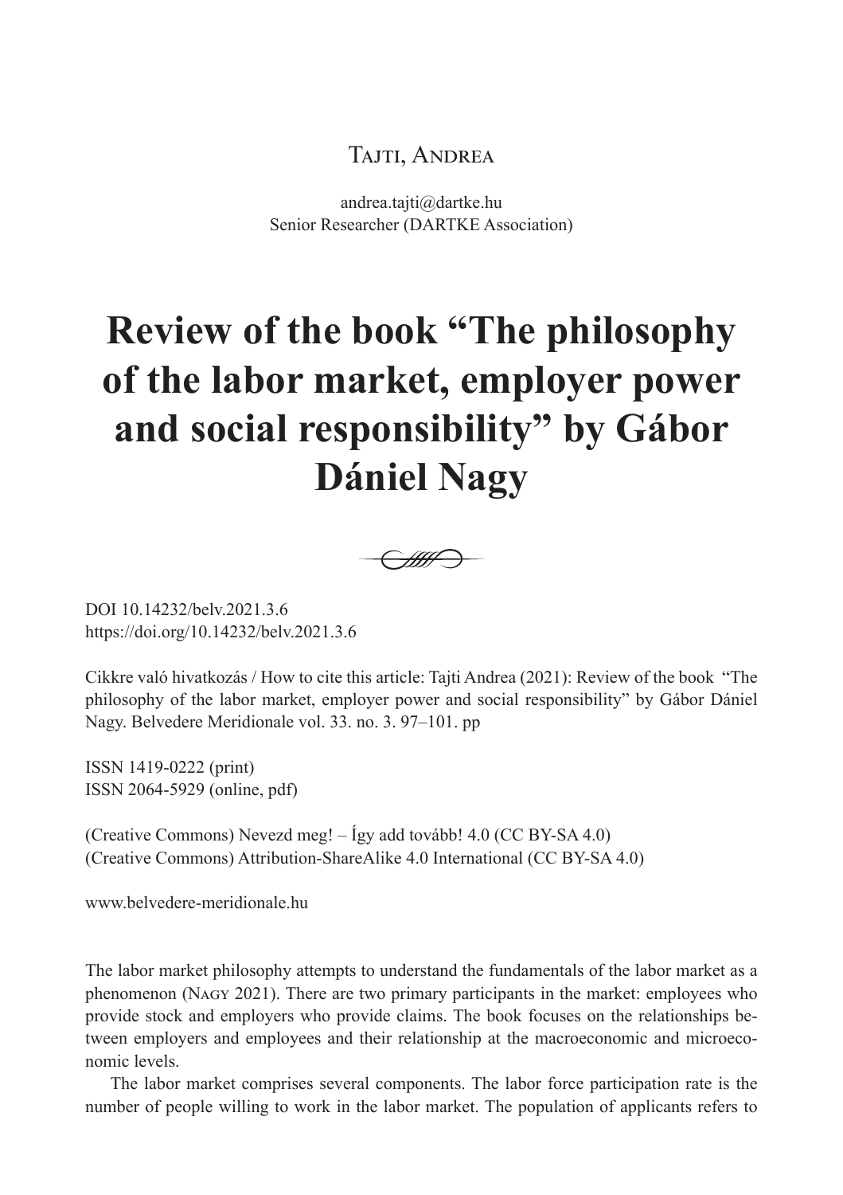Tajti, Andrea

andrea.tajti@dartke.hu
Senior Researcher (DARTKE Association)

# Review of the book "The philosophy of the labor market, employer power and social responsibility" by Gábor Dániel Nagy

DOI 10.14232/belv.2021.3.6
https://doi.org/10.14232/belv.2021.3.6

Cikkre való hivatkozás / How to cite this article: Tajti Andrea (2021): Review of the book "The philosophy of the labor market, employer power and social responsibility" by Gábor Dániel Nagy. Belvedere Meridionale vol. 33. no. 3. 97–101. pp

ISSN 1419-0222 (print)
ISSN 2064-5929 (online, pdf)

(Creative Commons) Nevezd meg! – Így add tovább! 4.0 (CC BY-SA 4.0)
(Creative Commons) Attribution-ShareAlike 4.0 International (CC BY-SA 4.0)

www.belvedere-meridionale.hu

The labor market philosophy attempts to understand the fundamentals of the labor market as a phenomenon (Nagy 2021). There are two primary participants in the market: employees who provide stock and employers who provide claims. The book focuses on the relationships between employers and employees and their relationship at the macroeconomic and microeconomic levels.

The labor market comprises several components. The labor force participation rate is the number of people willing to work in the labor market. The population of applicants refers to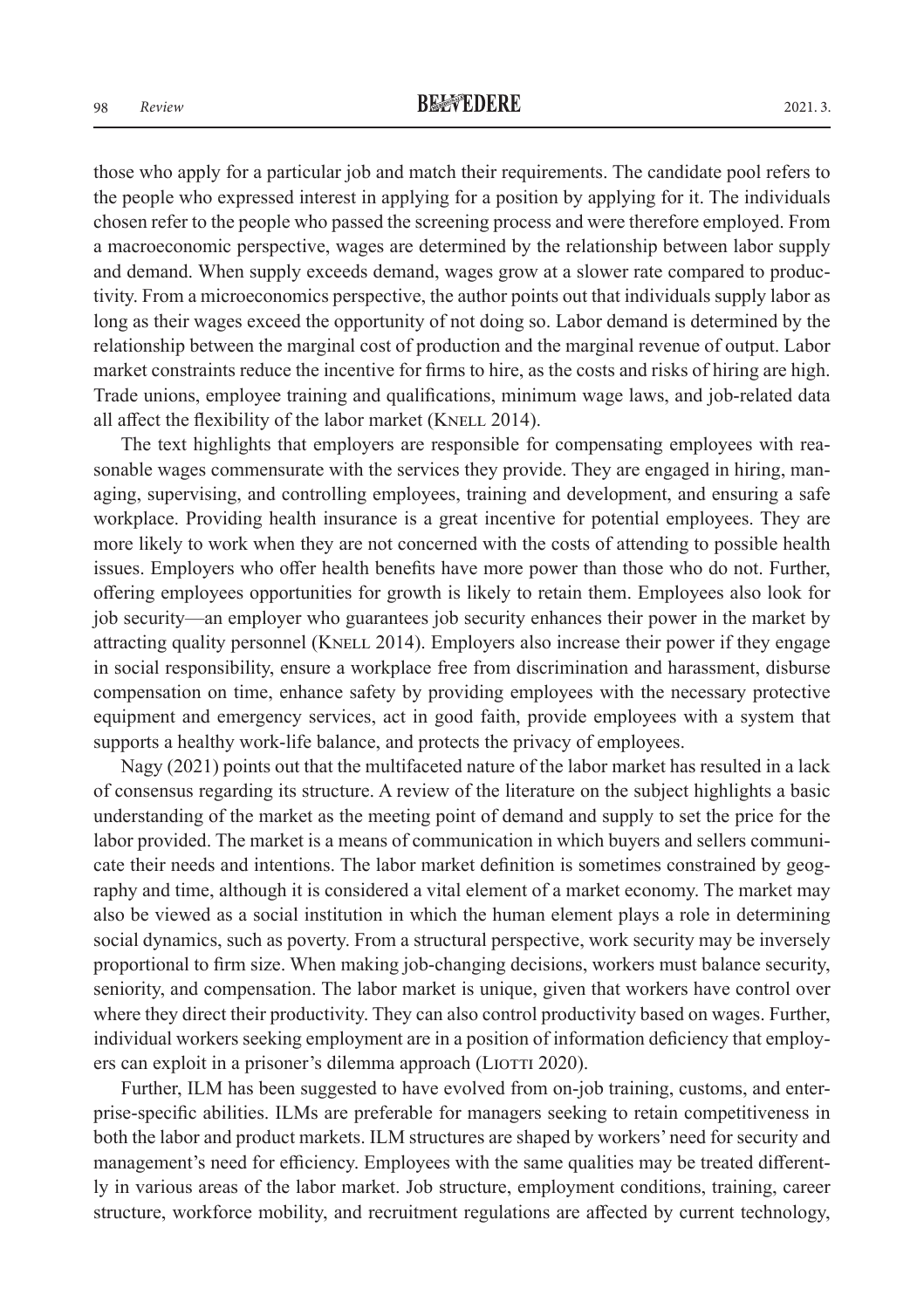those who apply for a particular job and match their requirements. The candidate pool refers to the people who expressed interest in applying for a position by applying for it. The individuals chosen refer to the people who passed the screening process and were therefore employed. From a macroeconomic perspective, wages are determined by the relationship between labor supply and demand. When supply exceeds demand, wages grow at a slower rate compared to productivity. From a microeconomics perspective, the author points out that individuals supply labor as long as their wages exceed the opportunity of not doing so. Labor demand is determined by the relationship between the marginal cost of production and the marginal revenue of output. Labor market constraints reduce the incentive for firms to hire, as the costs and risks of hiring are high. Trade unions, employee training and qualifications, minimum wage laws, and job-related data all affect the flexibility of the labor market (Knell 2014).

The text highlights that employers are responsible for compensating employees with reasonable wages commensurate with the services they provide. They are engaged in hiring, managing, supervising, and controlling employees, training and development, and ensuring a safe workplace. Providing health insurance is a great incentive for potential employees. They are more likely to work when they are not concerned with the costs of attending to possible health issues. Employers who offer health benefits have more power than those who do not. Further, offering employees opportunities for growth is likely to retain them. Employees also look for job security—an employer who guarantees job security enhances their power in the market by attracting quality personnel (Knell 2014). Employers also increase their power if they engage in social responsibility, ensure a workplace free from discrimination and harassment, disburse compensation on time, enhance safety by providing employees with the necessary protective equipment and emergency services, act in good faith, provide employees with a system that supports a healthy work-life balance, and protects the privacy of employees.

Nagy (2021) points out that the multifaceted nature of the labor market has resulted in a lack of consensus regarding its structure. A review of the literature on the subject highlights a basic understanding of the market as the meeting point of demand and supply to set the price for the labor provided. The market is a means of communication in which buyers and sellers communicate their needs and intentions. The labor market definition is sometimes constrained by geography and time, although it is considered a vital element of a market economy. The market may also be viewed as a social institution in which the human element plays a role in determining social dynamics, such as poverty. From a structural perspective, work security may be inversely proportional to firm size. When making job-changing decisions, workers must balance security, seniority, and compensation. The labor market is unique, given that workers have control over where they direct their productivity. They can also control productivity based on wages. Further, individual workers seeking employment are in a position of information deficiency that employers can exploit in a prisoner's dilemma approach (Liotti 2020).

Further, ILM has been suggested to have evolved from on-job training, customs, and enterprise-specific abilities. ILMs are preferable for managers seeking to retain competitiveness in both the labor and product markets. ILM structures are shaped by workers' need for security and management's need for efficiency. Employees with the same qualities may be treated differently in various areas of the labor market. Job structure, employment conditions, training, career structure, workforce mobility, and recruitment regulations are affected by current technology,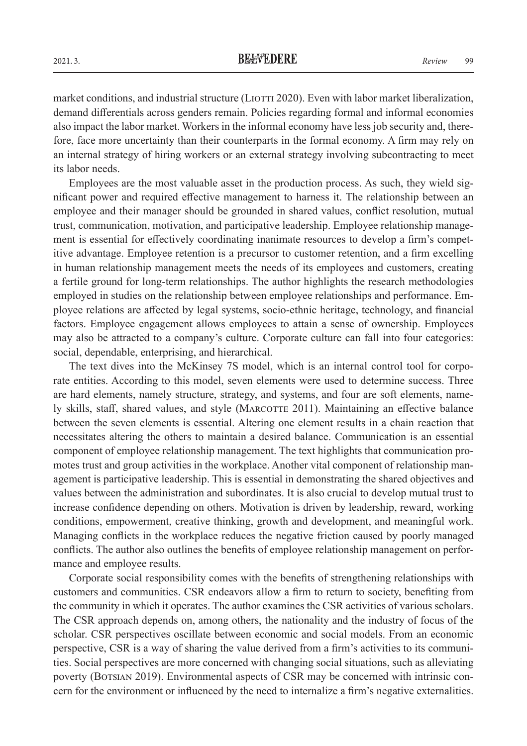market conditions, and industrial structure (Liotti 2020). Even with labor market liberalization, demand differentials across genders remain. Policies regarding formal and informal economies also impact the labor market. Workers in the informal economy have less job security and, therefore, face more uncertainty than their counterparts in the formal economy. A firm may rely on an internal strategy of hiring workers or an external strategy involving subcontracting to meet its labor needs.

Employees are the most valuable asset in the production process. As such, they wield significant power and required effective management to harness it. The relationship between an employee and their manager should be grounded in shared values, conflict resolution, mutual trust, communication, motivation, and participative leadership. Employee relationship management is essential for effectively coordinating inanimate resources to develop a firm's competitive advantage. Employee retention is a precursor to customer retention, and a firm excelling in human relationship management meets the needs of its employees and customers, creating a fertile ground for long-term relationships. The author highlights the research methodologies employed in studies on the relationship between employee relationships and performance. Employee relations are affected by legal systems, socio-ethnic heritage, technology, and financial factors. Employee engagement allows employees to attain a sense of ownership. Employees may also be attracted to a company's culture. Corporate culture can fall into four categories: social, dependable, enterprising, and hierarchical.

The text dives into the McKinsey 7S model, which is an internal control tool for corporate entities. According to this model, seven elements were used to determine success. Three are hard elements, namely structure, strategy, and systems, and four are soft elements, namely skills, staff, shared values, and style (Marcotte 2011). Maintaining an effective balance between the seven elements is essential. Altering one element results in a chain reaction that necessitates altering the others to maintain a desired balance. Communication is an essential component of employee relationship management. The text highlights that communication promotes trust and group activities in the workplace. Another vital component of relationship management is participative leadership. This is essential in demonstrating the shared objectives and values between the administration and subordinates. It is also crucial to develop mutual trust to increase confidence depending on others. Motivation is driven by leadership, reward, working conditions, empowerment, creative thinking, growth and development, and meaningful work. Managing conflicts in the workplace reduces the negative friction caused by poorly managed conflicts. The author also outlines the benefits of employee relationship management on performance and employee results.

Corporate social responsibility comes with the benefits of strengthening relationships with customers and communities. CSR endeavors allow a firm to return to society, benefiting from the community in which it operates. The author examines the CSR activities of various scholars. The CSR approach depends on, among others, the nationality and the industry of focus of the scholar. CSR perspectives oscillate between economic and social models. From an economic perspective, CSR is a way of sharing the value derived from a firm's activities to its communities. Social perspectives are more concerned with changing social situations, such as alleviating poverty (Botsian 2019). Environmental aspects of CSR may be concerned with intrinsic concern for the environment or influenced by the need to internalize a firm's negative externalities.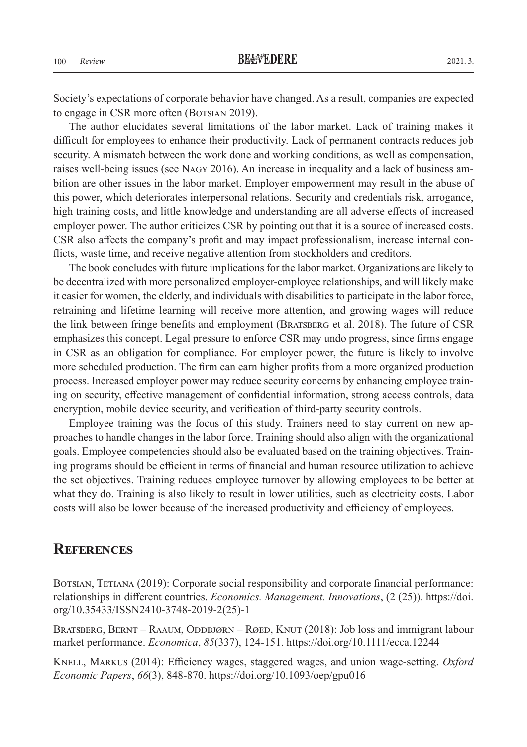Society's expectations of corporate behavior have changed. As a result, companies are expected to engage in CSR more often (Botsian 2019).

The author elucidates several limitations of the labor market. Lack of training makes it difficult for employees to enhance their productivity. Lack of permanent contracts reduces job security. A mismatch between the work done and working conditions, as well as compensation, raises well-being issues (see Nagy 2016). An increase in inequality and a lack of business ambition are other issues in the labor market. Employer empowerment may result in the abuse of this power, which deteriorates interpersonal relations. Security and credentials risk, arrogance, high training costs, and little knowledge and understanding are all adverse effects of increased employer power. The author criticizes CSR by pointing out that it is a source of increased costs. CSR also affects the company's profit and may impact professionalism, increase internal conflicts, waste time, and receive negative attention from stockholders and creditors.

The book concludes with future implications for the labor market. Organizations are likely to be decentralized with more personalized employer-employee relationships, and will likely make it easier for women, the elderly, and individuals with disabilities to participate in the labor force, retraining and lifetime learning will receive more attention, and growing wages will reduce the link between fringe benefits and employment (Bratsberg et al. 2018). The future of CSR emphasizes this concept. Legal pressure to enforce CSR may undo progress, since firms engage in CSR as an obligation for compliance. For employer power, the future is likely to involve more scheduled production. The firm can earn higher profits from a more organized production process. Increased employer power may reduce security concerns by enhancing employee training on security, effective management of confidential information, strong access controls, data encryption, mobile device security, and verification of third-party security controls.

Employee training was the focus of this study. Trainers need to stay current on new approaches to handle changes in the labor force. Training should also align with the organizational goals. Employee competencies should also be evaluated based on the training objectives. Training programs should be efficient in terms of financial and human resource utilization to achieve the set objectives. Training reduces employee turnover by allowing employees to be better at what they do. Training is also likely to result in lower utilities, such as electricity costs. Labor costs will also be lower because of the increased productivity and efficiency of employees.

## References

Botsian, Tetiana (2019): Corporate social responsibility and corporate financial performance: relationships in different countries. *Economics. Management. Innovations*, (2 (25)). https://doi.org/10.35433/ISSN2410-3748-2019-2(25)-1

Bratsberg, Bernt – Raaum, Oddbjørn – Røed, Knut (2018): Job loss and immigrant labour market performance. *Economica*, *85*(337), 124-151. https://doi.org/10.1111/ecca.12244

Knell, Markus (2014): Efficiency wages, staggered wages, and union wage-setting. *Oxford Economic Papers*, *66*(3), 848-870. https://doi.org/10.1093/oep/gpu016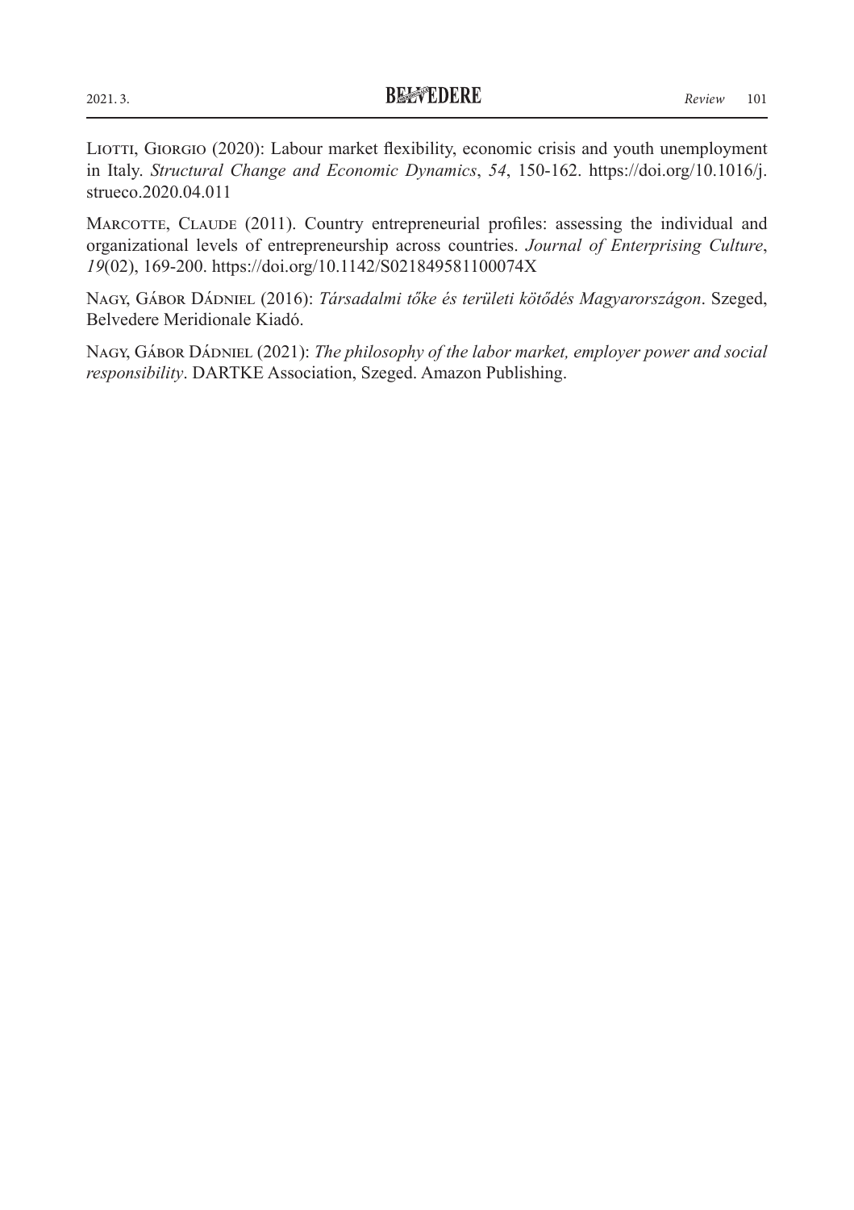Liotti, Giorgio (2020): Labour market flexibility, economic crisis and youth unemployment in Italy. *Structural Change and Economic Dynamics*, *54*, 150-162. https://doi.org/10.1016/j.strueco.2020.04.011

Marcotte, Claude (2011). Country entrepreneurial profiles: assessing the individual and organizational levels of entrepreneurship across countries. *Journal of Enterprising Culture*, *19*(02), 169-200. https://doi.org/10.1142/S021849581100074X

Nagy, Gábor Dádniel (2016): *Társadalmi tőke és területi kötődés Magyarországon*. Szeged, Belvedere Meridionale Kiadó.

Nagy, Gábor Dádniel (2021): *The philosophy of the labor market, employer power and social responsibility*. DARTKE Association, Szeged. Amazon Publishing.